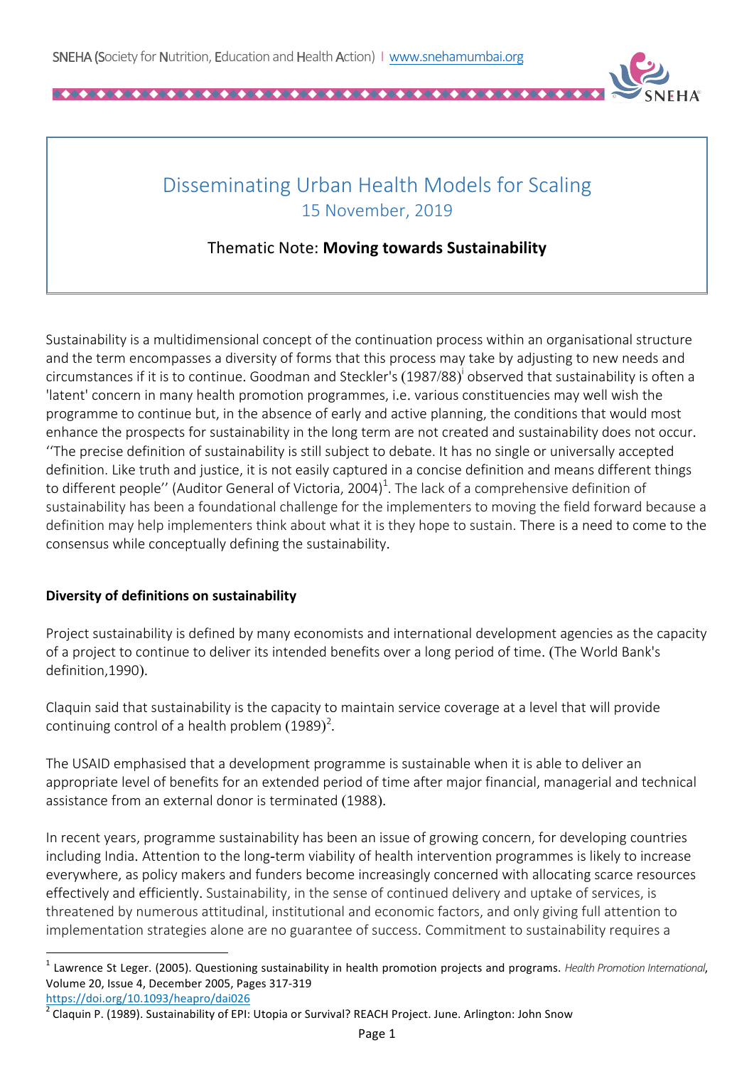# Disseminating Urban Health Models for Scaling

15 November, 2019

## Thematic Note: **Moving towards Sustainability**

Sustainability is a multidimensional concept of the continuation process within an organisational structure and the term encompasses a diversity of forms that this process may take by adjusting to new needs and circumstances if it is to continue. Goodman and Steckler's (1987/88)[i] observed that sustainability is often a 'latent' concern in many health promotion programmes, i.e. various constituencies may well wish the programme to continue but, in the absence of early and active planning, the conditions that would most enhance the prospects for sustainability in the long term are not created and sustainability does not occur. ''The precise definition of sustainability is still subject to debate. It has no single or universally accepted definition. Like truth and justice, it is not easily captured in a concise definition and means different things to different people'' (Auditor General of Victoria, 2004)[1]. The lack of a comprehensive definition of sustainability has been a foundational challenge for the implementers to moving the field forward because a definition may help implementers think about what it is they hope to sustain. There is a need to come to the consensus while conceptually defining the sustainability.

**Diversity of definitions on sustainability**

Project sustainability is defined by many economists and international development agencies as the capacity of a project to continue to deliver its intended benefits over a long period of time. (The World Bank's definition,1990).

Claquin said that sustainability is the capacity to maintain service coverage at a level that will provide continuing control of a health problem (1989)[2].

The USAID emphasised that a development programme is sustainable when it is able to deliver an appropriate level of benefits for an extended period of time after major financial, managerial and technical assistance from an external donor is terminated (1988).

In recent years, programme sustainability has been an issue of growing concern, for developing countries including India. Attention to the long-term viability of health intervention programmes is likely to increase everywhere, as policy makers and funders become increasingly concerned with allocating scarce resources effectively and efficiently. Sustainability, in the sense of continued delivery and uptake of services, is threatened by numerous attitudinal, institutional and economic factors, and only giving full attention to implementation strategies alone are no guarantee of success. Commitment to sustainability requires a

---

[1] Lawrence St Leger. (2005). Questioning sustainability in health promotion projects and programs. *Health Promotion International*, Volume 20, Issue 4, December 2005, Pages 317-319 https://doi.org/10.1093/heapro/dai026

[2] Claquin P. (1989). Sustainability of EPI: Utopia or Survival? REACH Project. June. Arlington: John Snow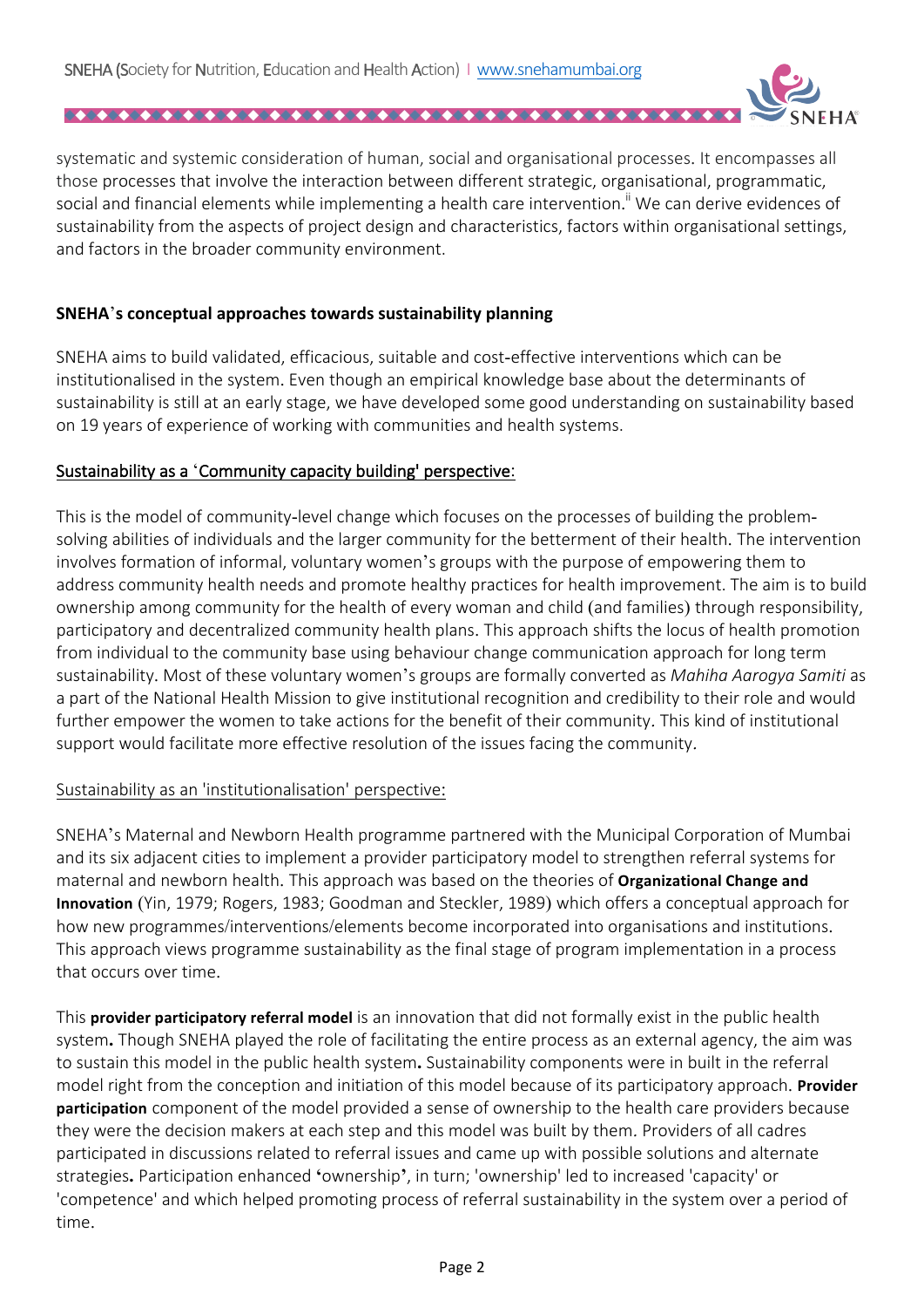systematic and systemic consideration of human, social and organisational processes. It encompasses all those processes that involve the interaction between different strategic, organisational, programmatic, social and financial elements while implementing a health care intervention.[ii] We can derive evidences of sustainability from the aspects of project design and characteristics, factors within organisational settings, and factors in the broader community environment.

**SNEHA's conceptual approaches towards sustainability planning**

SNEHA aims to build validated, efficacious, suitable and cost-effective interventions which can be institutionalised in the system. Even though an empirical knowledge base about the determinants of sustainability is still at an early stage, we have developed some good understanding on sustainability based on 19 years of experience of working with communities and health systems.

**Sustainability as a 'Community capacity building' perspective:**

This is the model of community-level change which focuses on the processes of building the problem-solving abilities of individuals and the larger community for the betterment of their health. The intervention involves formation of informal, voluntary women's groups with the purpose of empowering them to address community health needs and promote healthy practices for health improvement. The aim is to build ownership among community for the health of every woman and child (and families) through responsibility, participatory and decentralized community health plans. This approach shifts the locus of health promotion from individual to the community base using behaviour change communication approach for long term sustainability. Most of these voluntary women's groups are formally converted as *Mahiha Aarogya Samiti* as a part of the National Health Mission to give institutional recognition and credibility to their role and would further empower the women to take actions for the benefit of their community. This kind of institutional support would facilitate more effective resolution of the issues facing the community.

Sustainability as an 'institutionalisation' perspective:

SNEHA's Maternal and Newborn Health programme partnered with the Municipal Corporation of Mumbai and its six adjacent cities to implement a provider participatory model to strengthen referral systems for maternal and newborn health. This approach was based on the theories of **Organizational Change and Innovation** (Yin, 1979; Rogers, 1983; Goodman and Steckler, 1989) which offers a conceptual approach for how new programmes/interventions/elements become incorporated into organisations and institutions. This approach views programme sustainability as the final stage of program implementation in a process that occurs over time.

This **provider participatory referral model** is an innovation that did not formally exist in the public health system**.** Though SNEHA played the role of facilitating the entire process as an external agency, the aim was to sustain this model in the public health system**.** Sustainability components were in built in the referral model right from the conception and initiation of this model because of its participatory approach. **Provider participation** component of the model provided a sense of ownership to the health care providers because they were the decision makers at each step and this model was built by them. Providers of all cadres participated in discussions related to referral issues and came up with possible solutions and alternate strategies**.** Participation enhanced **'**ownership**'**, in turn; 'ownership' led to increased 'capacity' or 'competence' and which helped promoting process of referral sustainability in the system over a period of time.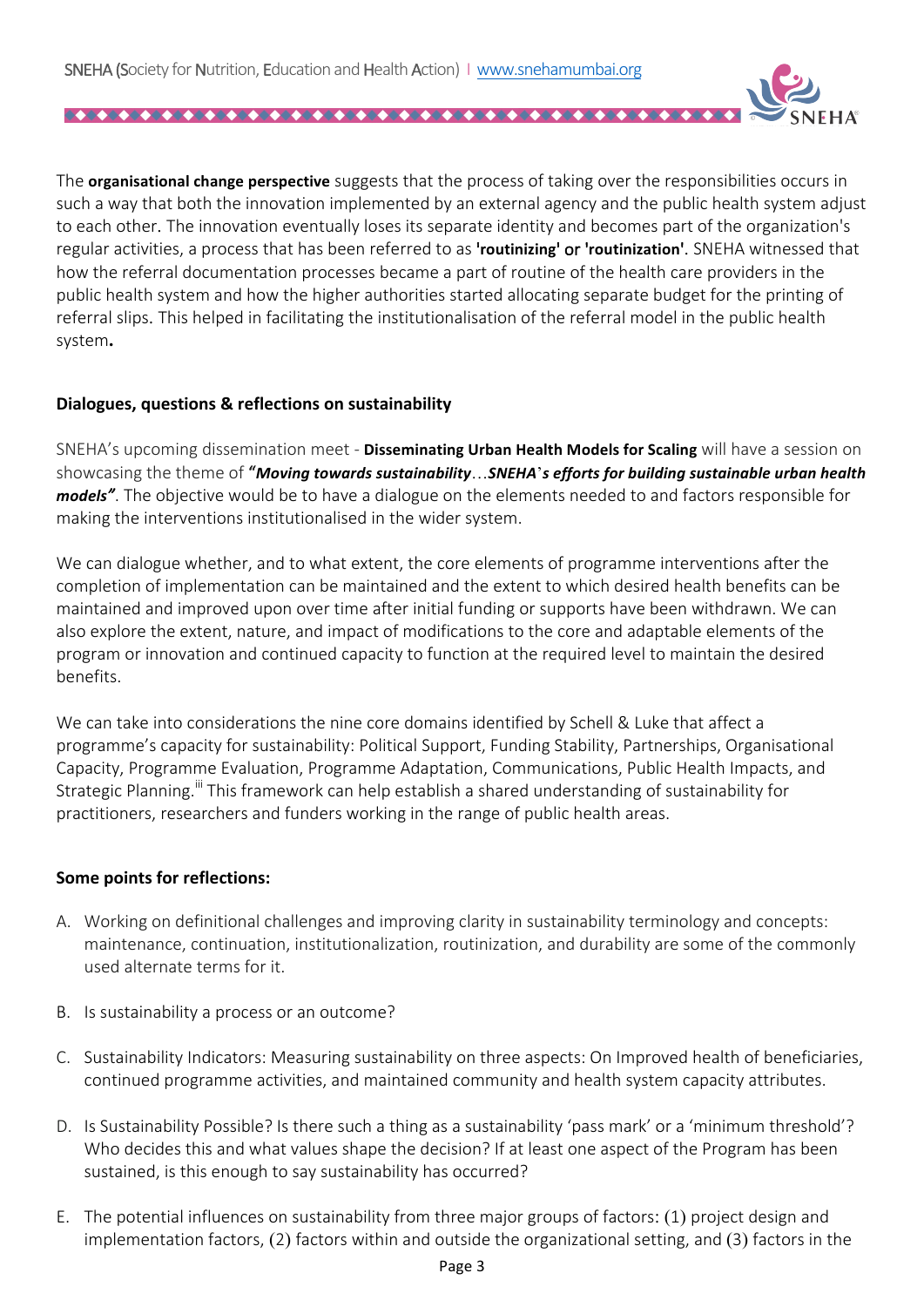The **organisational change perspective** suggests that the process of taking over the responsibilities occurs in such a way that both the innovation implemented by an external agency and the public health system adjust to each other. The innovation eventually loses its separate identity and becomes part of the organization's regular activities, a process that has been referred to as **'routinizing'** or **'routinization'**. SNEHA witnessed that how the referral documentation processes became a part of routine of the health care providers in the public health system and how the higher authorities started allocating separate budget for the printing of referral slips. This helped in facilitating the institutionalisation of the referral model in the public health system**.**

## Dialogues, questions & reflections on sustainability

SNEHA's upcoming dissemination meet - **Disseminating Urban Health Models for Scaling** will have a session on showcasing the theme of ***"Moving towards sustainability**…**SNEHA`s efforts for building sustainable urban health models"***. The objective would be to have a dialogue on the elements needed to and factors responsible for making the interventions institutionalised in the wider system.

We can dialogue whether, and to what extent, the core elements of programme interventions after the completion of implementation can be maintained and the extent to which desired health benefits can be maintained and improved upon over time after initial funding or supports have been withdrawn. We can also explore the extent, nature, and impact of modifications to the core and adaptable elements of the program or innovation and continued capacity to function at the required level to maintain the desired benefits.

We can take into considerations the nine core domains identified by Schell & Luke that affect a programme's capacity for sustainability: Political Support, Funding Stability, Partnerships, Organisational Capacity, Programme Evaluation, Programme Adaptation, Communications, Public Health Impacts, and Strategic Planning.[iii] This framework can help establish a shared understanding of sustainability for practitioners, researchers and funders working in the range of public health areas.

### Some points for reflections:

A. Working on definitional challenges and improving clarity in sustainability terminology and concepts: maintenance, continuation, institutionalization, routinization, and durability are some of the commonly used alternate terms for it.

B. Is sustainability a process or an outcome?

C. Sustainability Indicators: Measuring sustainability on three aspects: On Improved health of beneficiaries, continued programme activities, and maintained community and health system capacity attributes.

D. Is Sustainability Possible? Is there such a thing as a sustainability 'pass mark' or a 'minimum threshold'? Who decides this and what values shape the decision? If at least one aspect of the Program has been sustained, is this enough to say sustainability has occurred?

E. The potential influences on sustainability from three major groups of factors: (1) project design and implementation factors, (2) factors within and outside the organizational setting, and (3) factors in the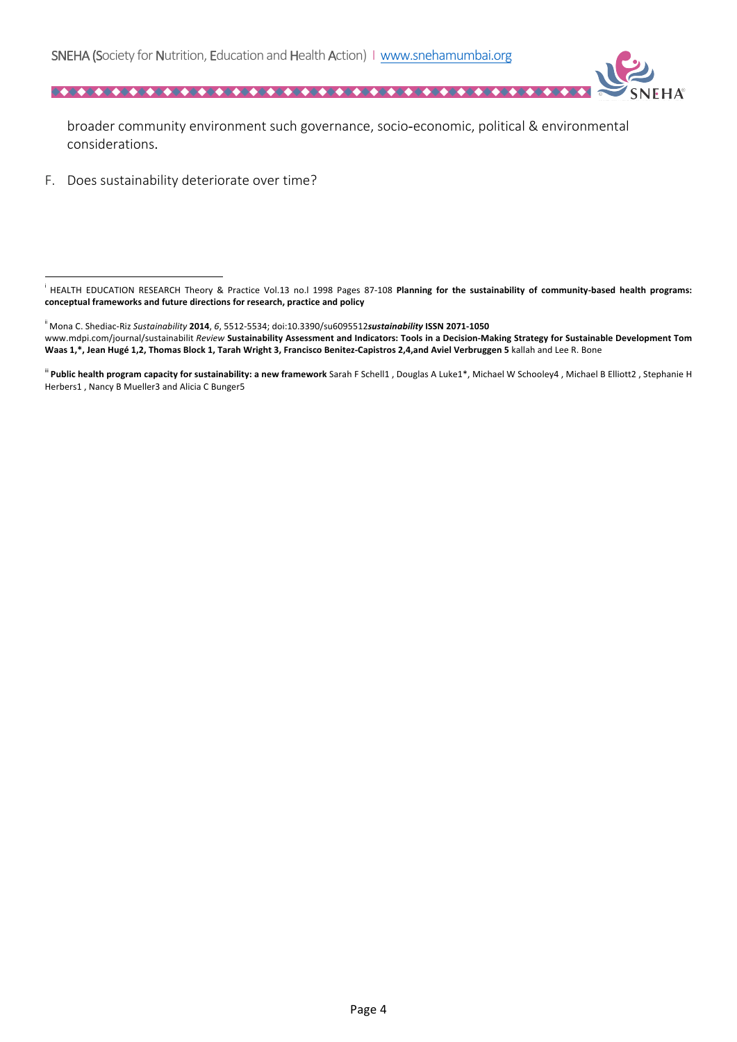broader community environment such governance, socio-economic, political & environmental considerations.

F. Does sustainability deteriorate over time?

---

[i] HEALTH EDUCATION RESEARCH Theory & Practice Vol.13 no.l 1998 Pages 87-108 **Planning for the sustainability of community-based health programs: conceptual frameworks and future directions for research, practice and policy**

[ii] Mona C. Shediac-Riz *Sustainability* **2014**, *6*, 5512-5534; doi:10.3390/su6095512***sustainability*** **ISSN 2071-1050** www.mdpi.com/journal/sustainabilit *Review* **Sustainability Assessment and Indicators: Tools in a Decision-Making Strategy for Sustainable Development Tom Waas 1,\*, Jean Hugé 1,2, Thomas Block 1, Tarah Wright 3, Francisco Benitez-Capistros 2,4,and Aviel Verbruggen 5** kallah and Lee R. Bone

[iii] **Public health program capacity for sustainability: a new framework** Sarah F Schell1 , Douglas A Luke1\*, Michael W Schooley4 , Michael B Elliott2 , Stephanie H Herbers1 , Nancy B Mueller3 and Alicia C Bunger5